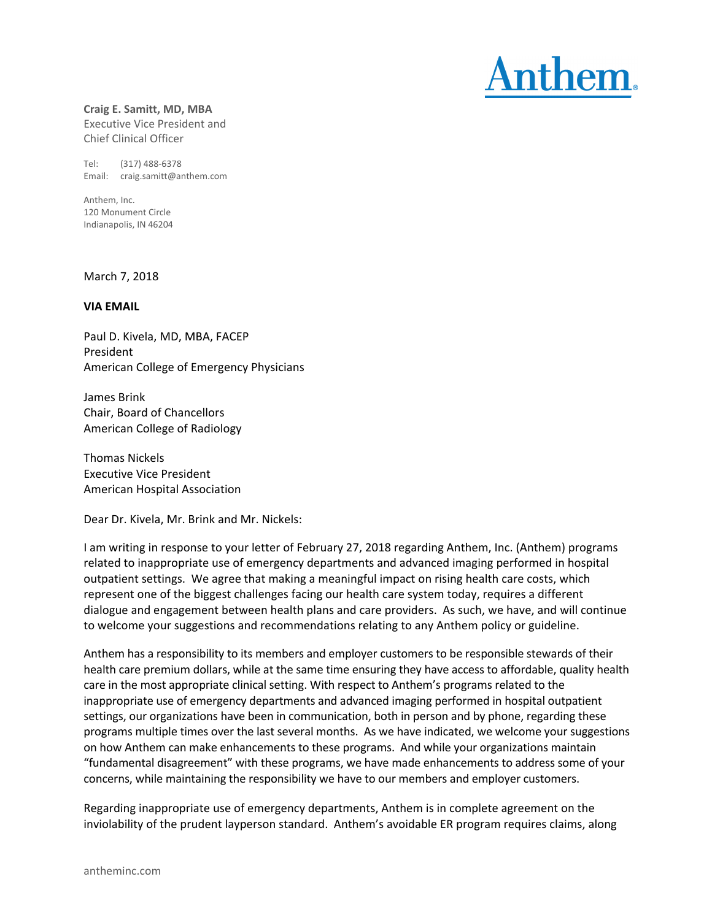Anthem.

**Craig E. Samitt, MD, MBA**
Executive Vice President and
Chief Clinical Officer

Tel: (317) 488-6378
Email: craig.samitt@anthem.com

Anthem, Inc.
120 Monument Circle
Indianapolis, IN 46204

March 7, 2018

**VIA EMAIL**

Paul D. Kivela, MD, MBA, FACEP
President
American College of Emergency Physicians

James Brink
Chair, Board of Chancellors
American College of Radiology

Thomas Nickels
Executive Vice President
American Hospital Association

Dear Dr. Kivela, Mr. Brink and Mr. Nickels:

I am writing in response to your letter of February 27, 2018 regarding Anthem, Inc. (Anthem) programs related to inappropriate use of emergency departments and advanced imaging performed in hospital outpatient settings. We agree that making a meaningful impact on rising health care costs, which represent one of the biggest challenges facing our health care system today, requires a different dialogue and engagement between health plans and care providers. As such, we have, and will continue to welcome your suggestions and recommendations relating to any Anthem policy or guideline.

Anthem has a responsibility to its members and employer customers to be responsible stewards of their health care premium dollars, while at the same time ensuring they have access to affordable, quality health care in the most appropriate clinical setting. With respect to Anthem's programs related to the inappropriate use of emergency departments and advanced imaging performed in hospital outpatient settings, our organizations have been in communication, both in person and by phone, regarding these programs multiple times over the last several months. As we have indicated, we welcome your suggestions on how Anthem can make enhancements to these programs. And while your organizations maintain "fundamental disagreement" with these programs, we have made enhancements to address some of your concerns, while maintaining the responsibility we have to our members and employer customers.

Regarding inappropriate use of emergency departments, Anthem is in complete agreement on the inviolability of the prudent layperson standard. Anthem's avoidable ER program requires claims, along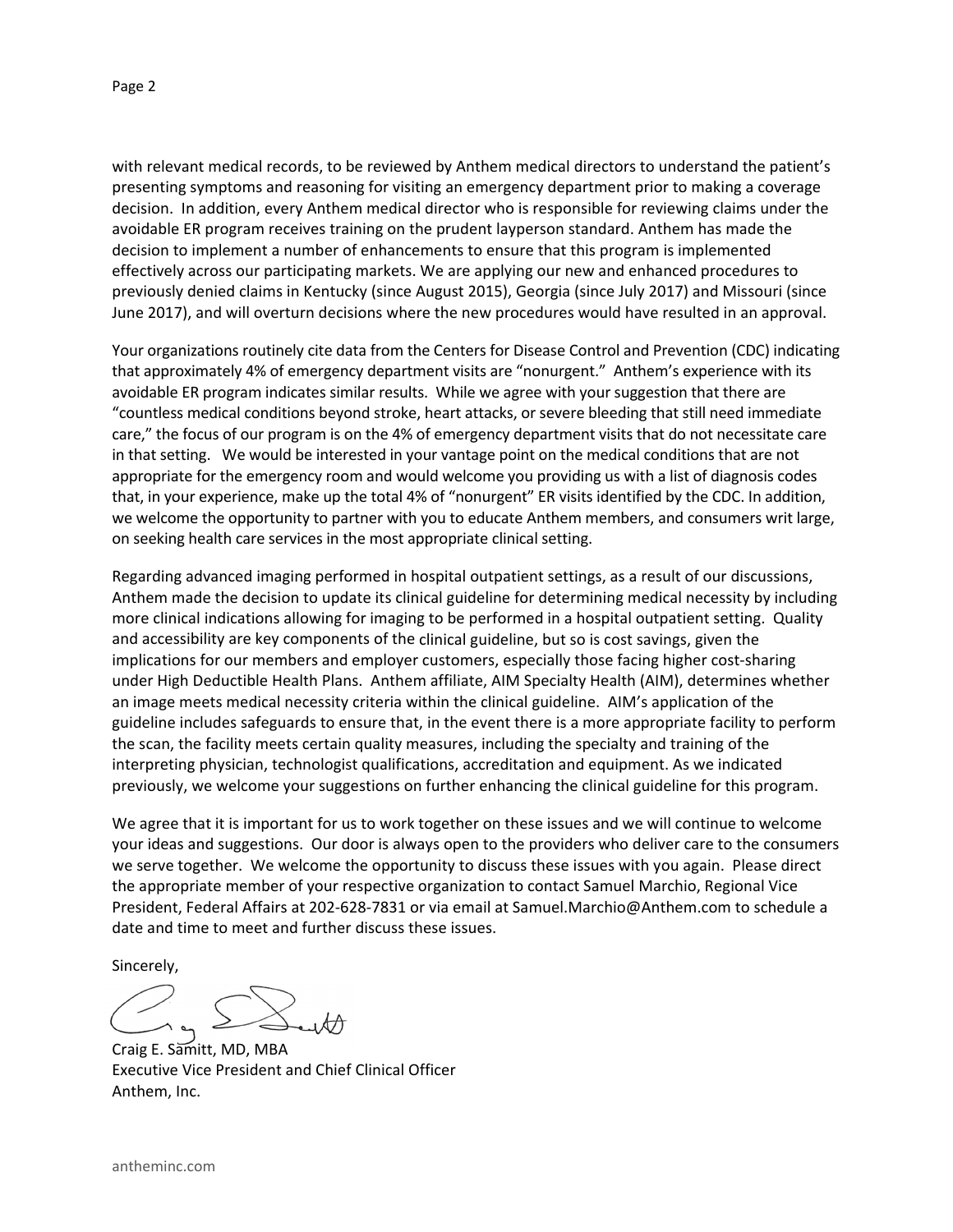with relevant medical records, to be reviewed by Anthem medical directors to understand the patient's presenting symptoms and reasoning for visiting an emergency department prior to making a coverage decision. In addition, every Anthem medical director who is responsible for reviewing claims under the avoidable ER program receives training on the prudent layperson standard. Anthem has made the decision to implement a number of enhancements to ensure that this program is implemented effectively across our participating markets. We are applying our new and enhanced procedures to previously denied claims in Kentucky (since August 2015), Georgia (since July 2017) and Missouri (since June 2017), and will overturn decisions where the new procedures would have resulted in an approval.

Your organizations routinely cite data from the Centers for Disease Control and Prevention (CDC) indicating that approximately 4% of emergency department visits are "nonurgent." Anthem's experience with its avoidable ER program indicates similar results. While we agree with your suggestion that there are "countless medical conditions beyond stroke, heart attacks, or severe bleeding that still need immediate care," the focus of our program is on the 4% of emergency department visits that do not necessitate care in that setting. We would be interested in your vantage point on the medical conditions that are not appropriate for the emergency room and would welcome you providing us with a list of diagnosis codes that, in your experience, make up the total 4% of "nonurgent" ER visits identified by the CDC. In addition, we welcome the opportunity to partner with you to educate Anthem members, and consumers writ large, on seeking health care services in the most appropriate clinical setting.

Regarding advanced imaging performed in hospital outpatient settings, as a result of our discussions, Anthem made the decision to update its clinical guideline for determining medical necessity by including more clinical indications allowing for imaging to be performed in a hospital outpatient setting. Quality and accessibility are key components of the clinical guideline, but so is cost savings, given the implications for our members and employer customers, especially those facing higher cost-sharing under High Deductible Health Plans. Anthem affiliate, AIM Specialty Health (AIM), determines whether an image meets medical necessity criteria within the clinical guideline. AIM's application of the guideline includes safeguards to ensure that, in the event there is a more appropriate facility to perform the scan, the facility meets certain quality measures, including the specialty and training of the interpreting physician, technologist qualifications, accreditation and equipment. As we indicated previously, we welcome your suggestions on further enhancing the clinical guideline for this program.

We agree that it is important for us to work together on these issues and we will continue to welcome your ideas and suggestions. Our door is always open to the providers who deliver care to the consumers we serve together. We welcome the opportunity to discuss these issues with you again. Please direct the appropriate member of your respective organization to contact Samuel Marchio, Regional Vice President, Federal Affairs at 202-628-7831 or via email at Samuel.Marchio@Anthem.com to schedule a date and time to meet and further discuss these issues.

Sincerely,

Craig E. Samitt, MD, MBA
Executive Vice President and Chief Clinical Officer
Anthem, Inc.